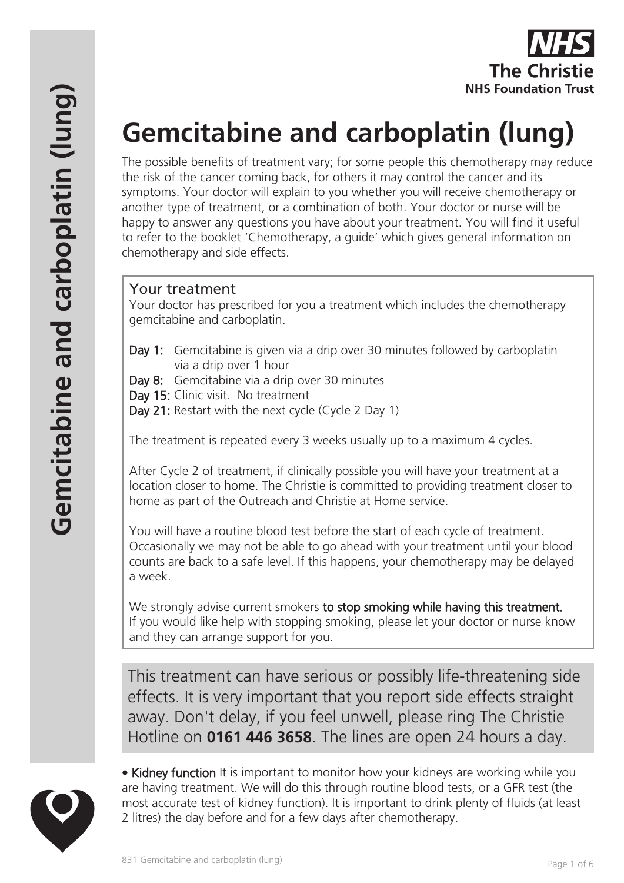# Gemcitabine and carboplatin (lung)

The possible benefits of treatment vary; for some people this chemotherapy may reduce the risk of the cancer coming back, for others it may control the cancer and its symptoms. Your doctor will explain to you whether you will receive chemotherapy or another type of treatment, or a combination of both. Your doctor or nurse will be happy to answer any questions you have about your treatment. You will find it useful to refer to the booklet 'Chemotherapy, a guide' which gives general information on chemotherapy and side effects.

## Your treatment

Your doctor has prescribed for you a treatment which includes the chemotherapy gemcitabine and carboplatin.

**Day 1:** Gemcitabine is given via a drip over 30 minutes followed by carboplatin via a drip over 1 hour
**Day 8:** Gemcitabine via a drip over 30 minutes
**Day 15:** Clinic visit. No treatment
**Day 21:** Restart with the next cycle (Cycle 2 Day 1)

The treatment is repeated every 3 weeks usually up to a maximum 4 cycles.

After Cycle 2 of treatment, if clinically possible you will have your treatment at a location closer to home. The Christie is committed to providing treatment closer to home as part of the Outreach and Christie at Home service.

You will have a routine blood test before the start of each cycle of treatment. Occasionally we may not be able to go ahead with your treatment until your blood counts are back to a safe level. If this happens, your chemotherapy may be delayed a week.

We strongly advise current smokers **to stop smoking while having this treatment.** If you would like help with stopping smoking, please let your doctor or nurse know and they can arrange support for you.

This treatment can have serious or possibly life-threatening side effects. It is very important that you report side effects straight away. Don't delay, if you feel unwell, please ring The Christie Hotline on **0161 446 3658**. The lines are open 24 hours a day.

- **Kidney function** It is important to monitor how your kidneys are working while you are having treatment. We will do this through routine blood tests, or a GFR test (the most accurate test of kidney function). It is important to drink plenty of fluids (at least 2 litres) the day before and for a few days after chemotherapy.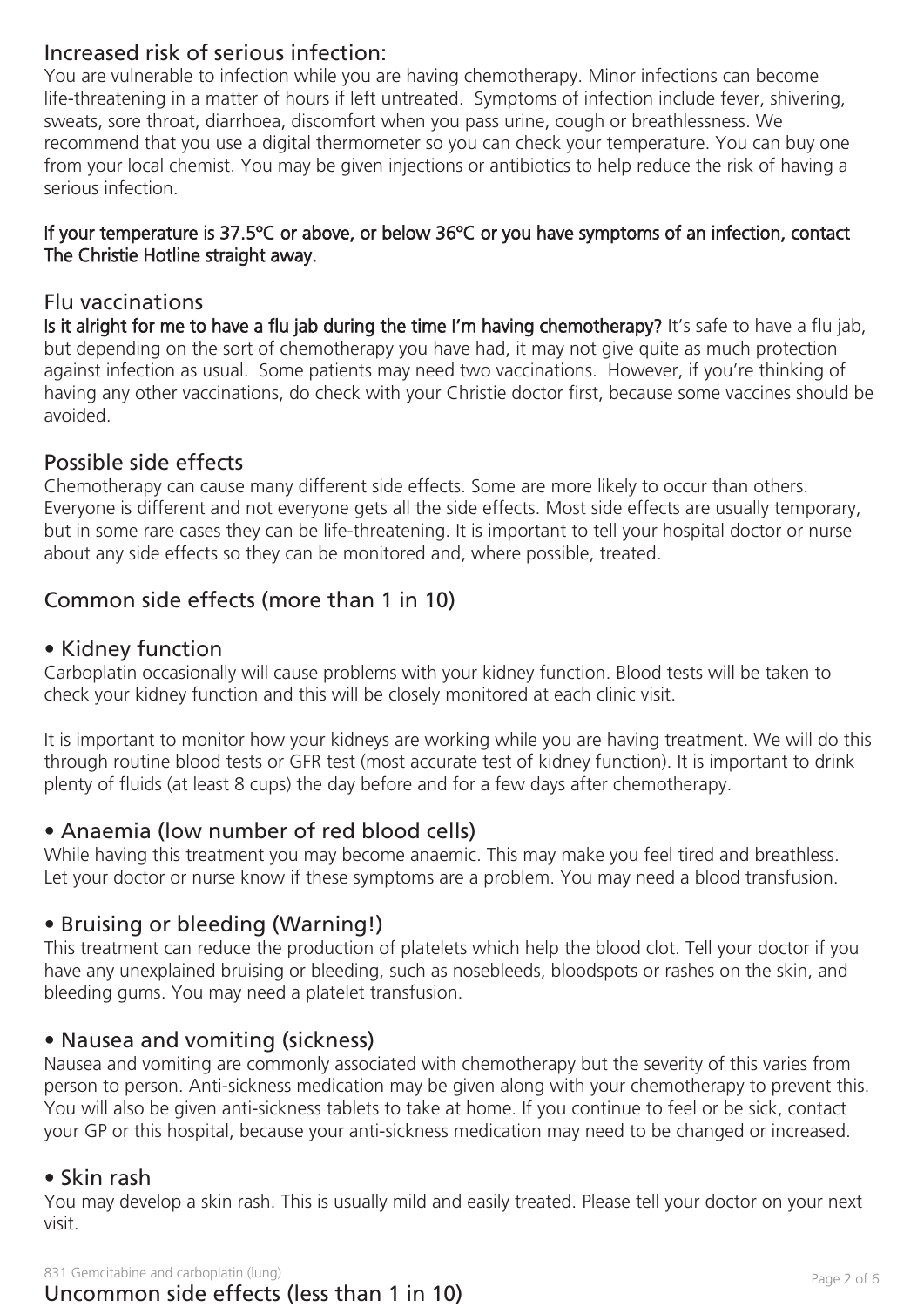## Increased risk of serious infection:

You are vulnerable to infection while you are having chemotherapy. Minor infections can become life-threatening in a matter of hours if left untreated. Symptoms of infection include fever, shivering, sweats, sore throat, diarrhoea, discomfort when you pass urine, cough or breathlessness. We recommend that you use a digital thermometer so you can check your temperature. You can buy one from your local chemist. You may be given injections or antibiotics to help reduce the risk of having a serious infection.

**If your temperature is 37.5ºC or above, or below 36ºC or you have symptoms of an infection, contact The Christie Hotline straight away.**

## Flu vaccinations

**Is it alright for me to have a flu jab during the time I'm having chemotherapy?** It's safe to have a flu jab, but depending on the sort of chemotherapy you have had, it may not give quite as much protection against infection as usual. Some patients may need two vaccinations. However, if you're thinking of having any other vaccinations, do check with your Christie doctor first, because some vaccines should be avoided.

## Possible side effects

Chemotherapy can cause many different side effects. Some are more likely to occur than others. Everyone is different and not everyone gets all the side effects. Most side effects are usually temporary, but in some rare cases they can be life-threatening. It is important to tell your hospital doctor or nurse about any side effects so they can be monitored and, where possible, treated.

## Common side effects (more than 1 in 10)

### • Kidney function

Carboplatin occasionally will cause problems with your kidney function. Blood tests will be taken to check your kidney function and this will be closely monitored at each clinic visit.

It is important to monitor how your kidneys are working while you are having treatment. We will do this through routine blood tests or GFR test (most accurate test of kidney function). It is important to drink plenty of fluids (at least 8 cups) the day before and for a few days after chemotherapy.

### • Anaemia (low number of red blood cells)

While having this treatment you may become anaemic. This may make you feel tired and breathless. Let your doctor or nurse know if these symptoms are a problem. You may need a blood transfusion.

### • Bruising or bleeding (Warning!)

This treatment can reduce the production of platelets which help the blood clot. Tell your doctor if you have any unexplained bruising or bleeding, such as nosebleeds, bloodspots or rashes on the skin, and bleeding gums. You may need a platelet transfusion.

### • Nausea and vomiting (sickness)

Nausea and vomiting are commonly associated with chemotherapy but the severity of this varies from person to person. Anti-sickness medication may be given along with your chemotherapy to prevent this. You will also be given anti-sickness tablets to take at home. If you continue to feel or be sick, contact your GP or this hospital, because your anti-sickness medication may need to be changed or increased.

### • Skin rash

You may develop a skin rash. This is usually mild and easily treated. Please tell your doctor on your next visit.

## Uncommon side effects (less than 1 in 10)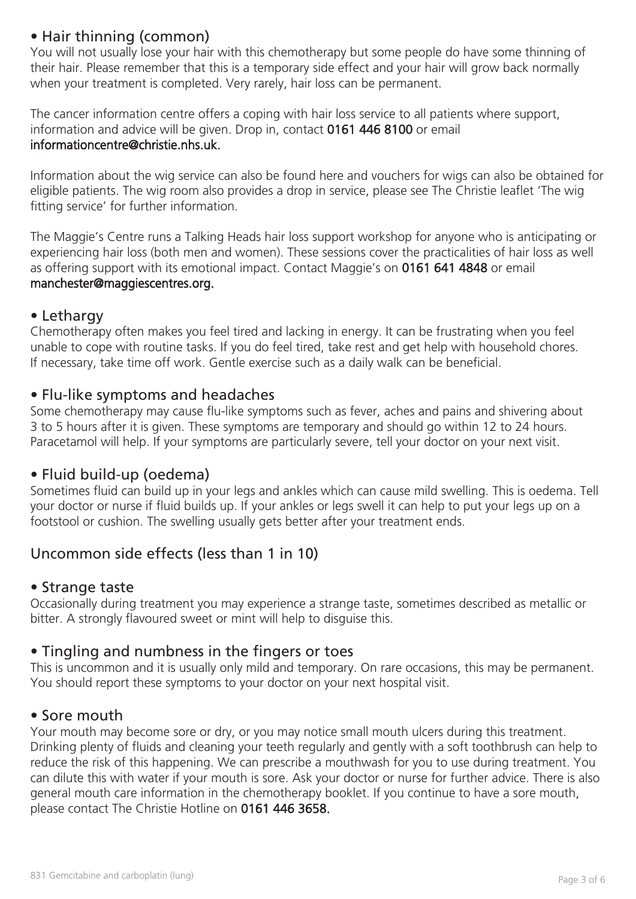### • Hair thinning (common)

You will not usually lose your hair with this chemotherapy but some people do have some thinning of their hair. Please remember that this is a temporary side effect and your hair will grow back normally when your treatment is completed. Very rarely, hair loss can be permanent.

The cancer information centre offers a coping with hair loss service to all patients where support, information and advice will be given. Drop in, contact **0161 446 8100** or email **informationcentre@christie.nhs.uk.**

Information about the wig service can also be found here and vouchers for wigs can also be obtained for eligible patients. The wig room also provides a drop in service, please see The Christie leaflet 'The wig fitting service' for further information.

The Maggie's Centre runs a Talking Heads hair loss support workshop for anyone who is anticipating or experiencing hair loss (both men and women). These sessions cover the practicalities of hair loss as well as offering support with its emotional impact. Contact Maggie's on **0161 641 4848** or email **manchester@maggiescentres.org.**

### • Lethargy

Chemotherapy often makes you feel tired and lacking in energy. It can be frustrating when you feel unable to cope with routine tasks. If you do feel tired, take rest and get help with household chores. If necessary, take time off work. Gentle exercise such as a daily walk can be beneficial.

### • Flu-like symptoms and headaches

Some chemotherapy may cause flu-like symptoms such as fever, aches and pains and shivering about 3 to 5 hours after it is given. These symptoms are temporary and should go within 12 to 24 hours. Paracetamol will help. If your symptoms are particularly severe, tell your doctor on your next visit.

### • Fluid build-up (oedema)

Sometimes fluid can build up in your legs and ankles which can cause mild swelling. This is oedema. Tell your doctor or nurse if fluid builds up. If your ankles or legs swell it can help to put your legs up on a footstool or cushion. The swelling usually gets better after your treatment ends.

## Uncommon side effects (less than 1 in 10)

### • Strange taste

Occasionally during treatment you may experience a strange taste, sometimes described as metallic or bitter. A strongly flavoured sweet or mint will help to disguise this.

### • Tingling and numbness in the fingers or toes

This is uncommon and it is usually only mild and temporary. On rare occasions, this may be permanent. You should report these symptoms to your doctor on your next hospital visit.

### • Sore mouth

Your mouth may become sore or dry, or you may notice small mouth ulcers during this treatment. Drinking plenty of fluids and cleaning your teeth regularly and gently with a soft toothbrush can help to reduce the risk of this happening. We can prescribe a mouthwash for you to use during treatment. You can dilute this with water if your mouth is sore. Ask your doctor or nurse for further advice. There is also general mouth care information in the chemotherapy booklet. If you continue to have a sore mouth, please contact The Christie Hotline on **0161 446 3658.**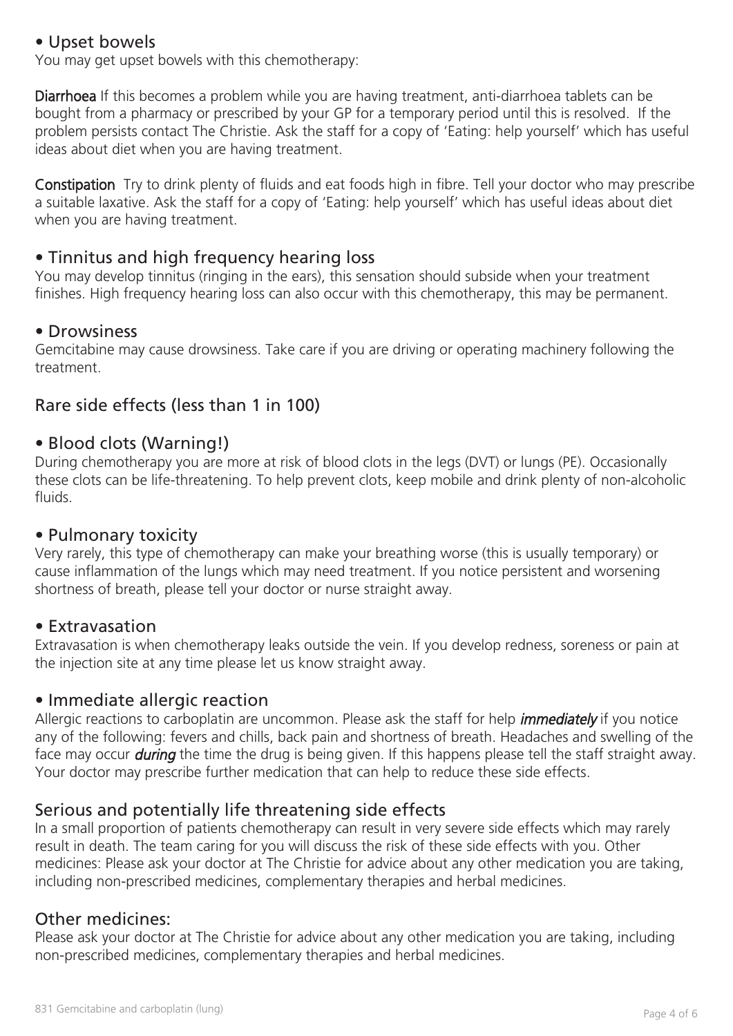## • Upset bowels

You may get upset bowels with this chemotherapy:

**Diarrhoea** If this becomes a problem while you are having treatment, anti-diarrhoea tablets can be bought from a pharmacy or prescribed by your GP for a temporary period until this is resolved. If the problem persists contact The Christie. Ask the staff for a copy of 'Eating: help yourself' which has useful ideas about diet when you are having treatment.

**Constipation** Try to drink plenty of fluids and eat foods high in fibre. Tell your doctor who may prescribe a suitable laxative. Ask the staff for a copy of 'Eating: help yourself' which has useful ideas about diet when you are having treatment.

## • Tinnitus and high frequency hearing loss

You may develop tinnitus (ringing in the ears), this sensation should subside when your treatment finishes. High frequency hearing loss can also occur with this chemotherapy, this may be permanent.

## • Drowsiness

Gemcitabine may cause drowsiness. Take care if you are driving or operating machinery following the treatment.

## Rare side effects (less than 1 in 100)

## • Blood clots (Warning!)

During chemotherapy you are more at risk of blood clots in the legs (DVT) or lungs (PE). Occasionally these clots can be life-threatening. To help prevent clots, keep mobile and drink plenty of non-alcoholic fluids.

## • Pulmonary toxicity

Very rarely, this type of chemotherapy can make your breathing worse (this is usually temporary) or cause inflammation of the lungs which may need treatment. If you notice persistent and worsening shortness of breath, please tell your doctor or nurse straight away.

## • Extravasation

Extravasation is when chemotherapy leaks outside the vein. If you develop redness, soreness or pain at the injection site at any time please let us know straight away.

## • Immediate allergic reaction

Allergic reactions to carboplatin are uncommon. Please ask the staff for help ***immediately*** if you notice any of the following: fevers and chills, back pain and shortness of breath. Headaches and swelling of the face may occur ***during*** the time the drug is being given. If this happens please tell the staff straight away. Your doctor may prescribe further medication that can help to reduce these side effects.

## Serious and potentially life threatening side effects

In a small proportion of patients chemotherapy can result in very severe side effects which may rarely result in death. The team caring for you will discuss the risk of these side effects with you. Other medicines: Please ask your doctor at The Christie for advice about any other medication you are taking, including non-prescribed medicines, complementary therapies and herbal medicines.

## Other medicines:

Please ask your doctor at The Christie for advice about any other medication you are taking, including non-prescribed medicines, complementary therapies and herbal medicines.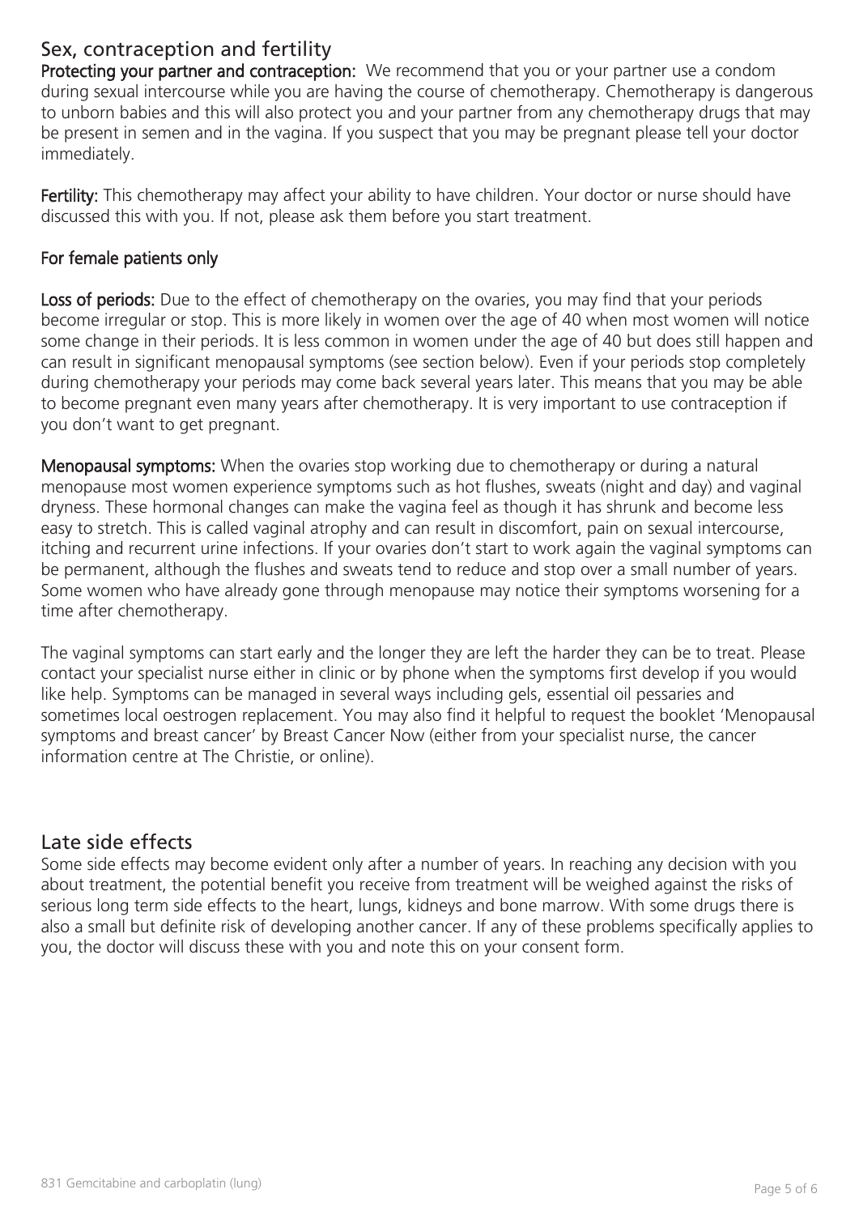## Sex, contraception and fertility

**Protecting your partner and contraception:** We recommend that you or your partner use a condom during sexual intercourse while you are having the course of chemotherapy. Chemotherapy is dangerous to unborn babies and this will also protect you and your partner from any chemotherapy drugs that may be present in semen and in the vagina. If you suspect that you may be pregnant please tell your doctor immediately.

**Fertility:** This chemotherapy may affect your ability to have children. Your doctor or nurse should have discussed this with you. If not, please ask them before you start treatment.

**For female patients only**

**Loss of periods:** Due to the effect of chemotherapy on the ovaries, you may find that your periods become irregular or stop. This is more likely in women over the age of 40 when most women will notice some change in their periods. It is less common in women under the age of 40 but does still happen and can result in significant menopausal symptoms (see section below). Even if your periods stop completely during chemotherapy your periods may come back several years later. This means that you may be able to become pregnant even many years after chemotherapy. It is very important to use contraception if you don't want to get pregnant.

**Menopausal symptoms:** When the ovaries stop working due to chemotherapy or during a natural menopause most women experience symptoms such as hot flushes, sweats (night and day) and vaginal dryness. These hormonal changes can make the vagina feel as though it has shrunk and become less easy to stretch. This is called vaginal atrophy and can result in discomfort, pain on sexual intercourse, itching and recurrent urine infections. If your ovaries don't start to work again the vaginal symptoms can be permanent, although the flushes and sweats tend to reduce and stop over a small number of years. Some women who have already gone through menopause may notice their symptoms worsening for a time after chemotherapy.

The vaginal symptoms can start early and the longer they are left the harder they can be to treat. Please contact your specialist nurse either in clinic or by phone when the symptoms first develop if you would like help. Symptoms can be managed in several ways including gels, essential oil pessaries and sometimes local oestrogen replacement. You may also find it helpful to request the booklet 'Menopausal symptoms and breast cancer' by Breast Cancer Now (either from your specialist nurse, the cancer information centre at The Christie, or online).

## Late side effects

Some side effects may become evident only after a number of years. In reaching any decision with you about treatment, the potential benefit you receive from treatment will be weighed against the risks of serious long term side effects to the heart, lungs, kidneys and bone marrow. With some drugs there is also a small but definite risk of developing another cancer. If any of these problems specifically applies to you, the doctor will discuss these with you and note this on your consent form.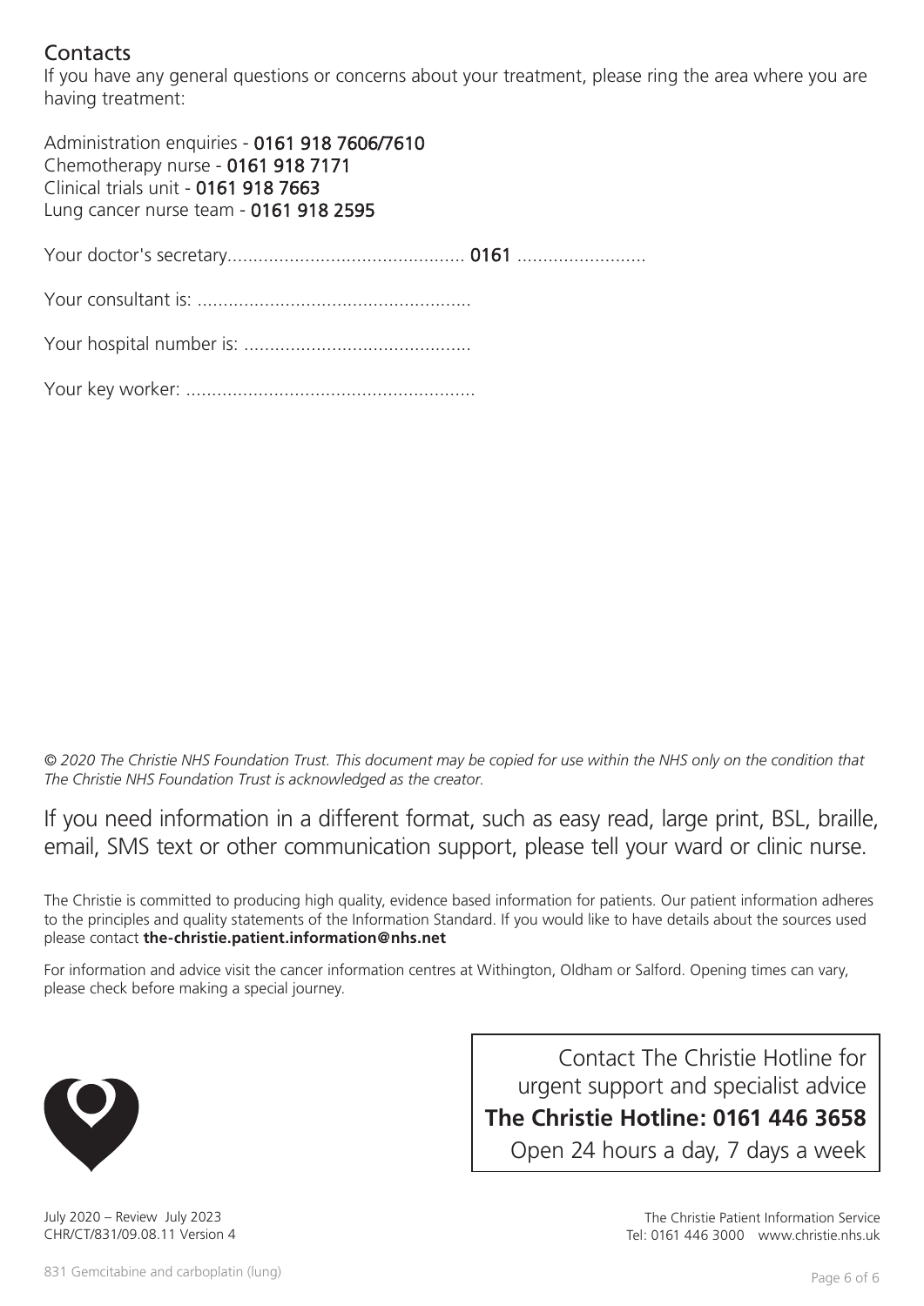## Contacts

If you have any general questions or concerns about your treatment, please ring the area where you are having treatment:

Administration enquiries - **0161 918 7606/7610**
Chemotherapy nurse - **0161 918 7171**
Clinical trials unit - **0161 918 7663**
Lung cancer nurse team - **0161 918 2595**

Your doctor's secretary............................................. **0161** .........................

Your consultant is: ....................................................

Your hospital number is: ...........................................

Your key worker: .......................................................

*© 2020 The Christie NHS Foundation Trust. This document may be copied for use within the NHS only on the condition that The Christie NHS Foundation Trust is acknowledged as the creator.*

If you need information in a different format, such as easy read, large print, BSL, braille, email, SMS text or other communication support, please tell your ward or clinic nurse.

The Christie is committed to producing high quality, evidence based information for patients. Our patient information adheres to the principles and quality statements of the Information Standard. If you would like to have details about the sources used please contact **the-christie.patient.information@nhs.net**

For information and advice visit the cancer information centres at Withington, Oldham or Salford. Opening times can vary, please check before making a special journey.

Contact The Christie Hotline for urgent support and specialist advice
**The Christie Hotline: 0161 446 3658**
Open 24 hours a day, 7 days a week

July 2020 – Review July 2023
CHR/CT/831/09.08.11 Version 4

The Christie Patient Information Service
Tel: 0161 446 3000 www.christie.nhs.uk

831 Gemcitabine and carboplatin (lung)